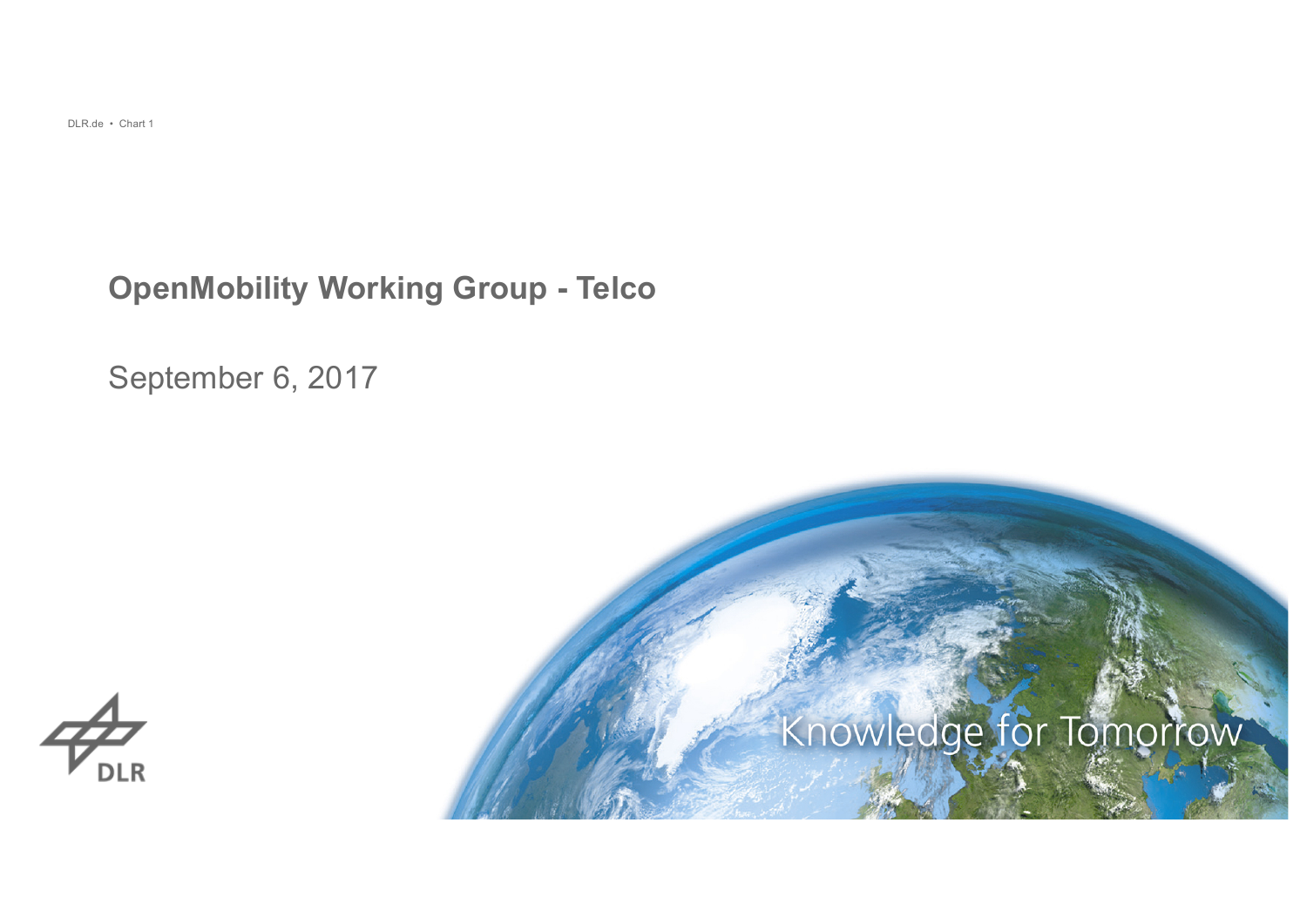# OpenMobility Working Group - Telco

September 6, 2017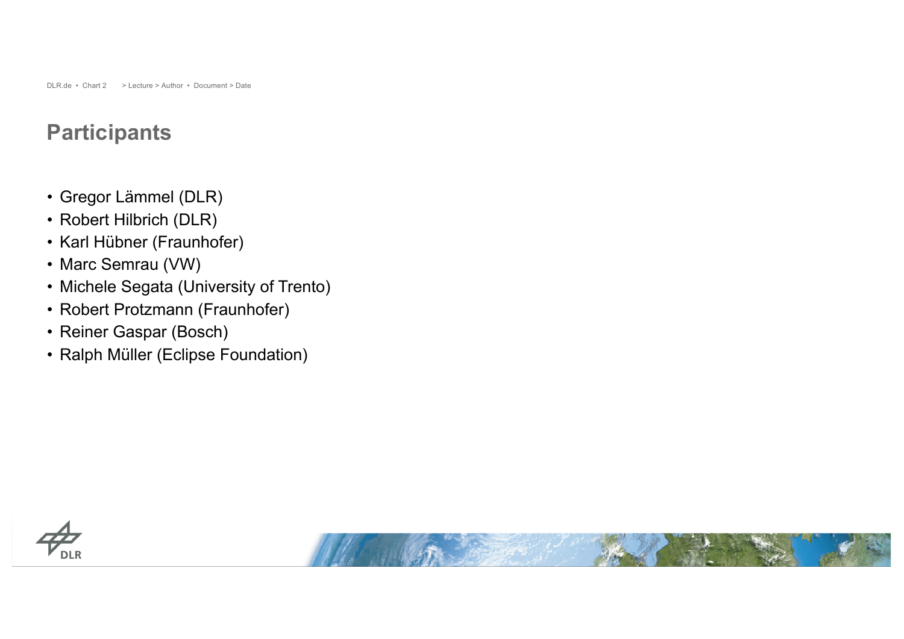# Participants

- Gregor Lämmel (DLR)
- Robert Hilbrich (DLR)
- Karl Hübner (Fraunhofer)
- Marc Semrau (VW)
- Michele Segata (University of Trento)
- Robert Protzmann (Fraunhofer)
- Reiner Gaspar (Bosch)
- Ralph Müller (Eclipse Foundation)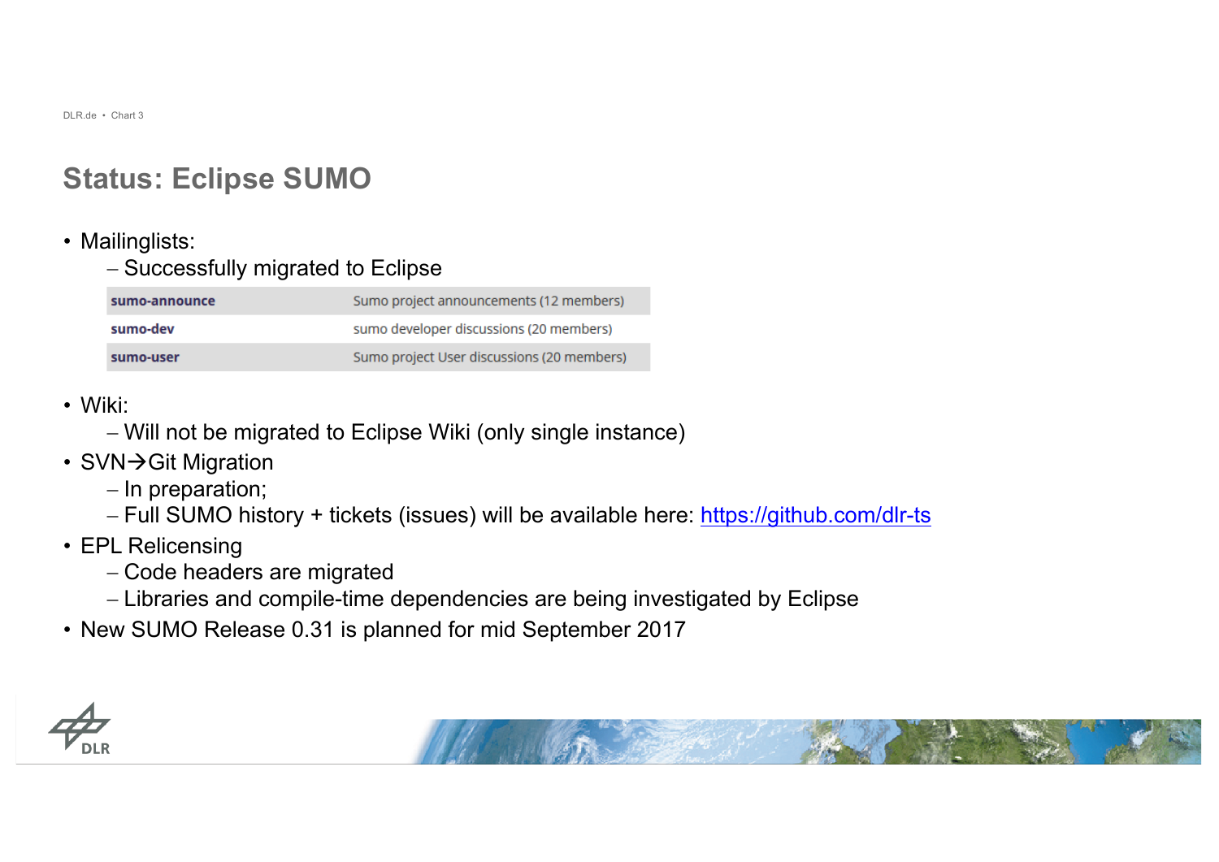# Status: Eclipse SUMO

- Mailinglists:
  - Successfully migrated to Eclipse

| sumo-announce | Sumo project announcements (12 members) |
|---|---|
| sumo-dev | sumo developer discussions (20 members) |
| sumo-user | Sumo project User discussions (20 members) |

- Wiki:
  - Will not be migrated to Eclipse Wiki (only single instance)
- SVN→Git Migration
  - In preparation;
  - Full SUMO history + tickets (issues) will be available here: https://github.com/dlr-ts
- EPL Relicensing
  - Code headers are migrated
  - Libraries and compile-time dependencies are being investigated by Eclipse
- New SUMO Release 0.31 is planned for mid September 2017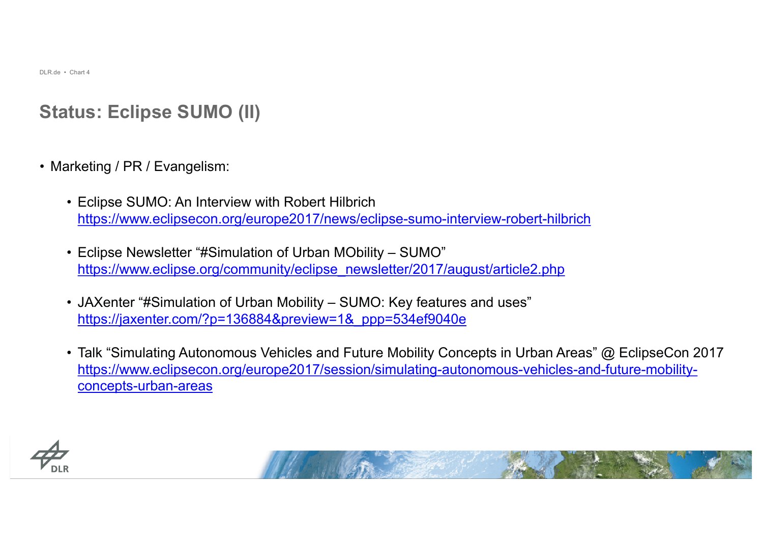## Status: Eclipse SUMO (II)

- Marketing / PR / Evangelism:
  - Eclipse SUMO: An Interview with Robert Hilbrich
    https://www.eclipsecon.org/europe2017/news/eclipse-sumo-interview-robert-hilbrich
  - Eclipse Newsletter "#Simulation of Urban MObility – SUMO"
    https://www.eclipse.org/community/eclipse_newsletter/2017/august/article2.php
  - JAXenter "#Simulation of Urban Mobility – SUMO: Key features and uses"
    https://jaxenter.com/?p=136884&preview=1&_ppp=534ef9040e
  - Talk "Simulating Autonomous Vehicles and Future Mobility Concepts in Urban Areas" @ EclipseCon 2017
    https://www.eclipsecon.org/europe2017/session/simulating-autonomous-vehicles-and-future-mobility-concepts-urban-areas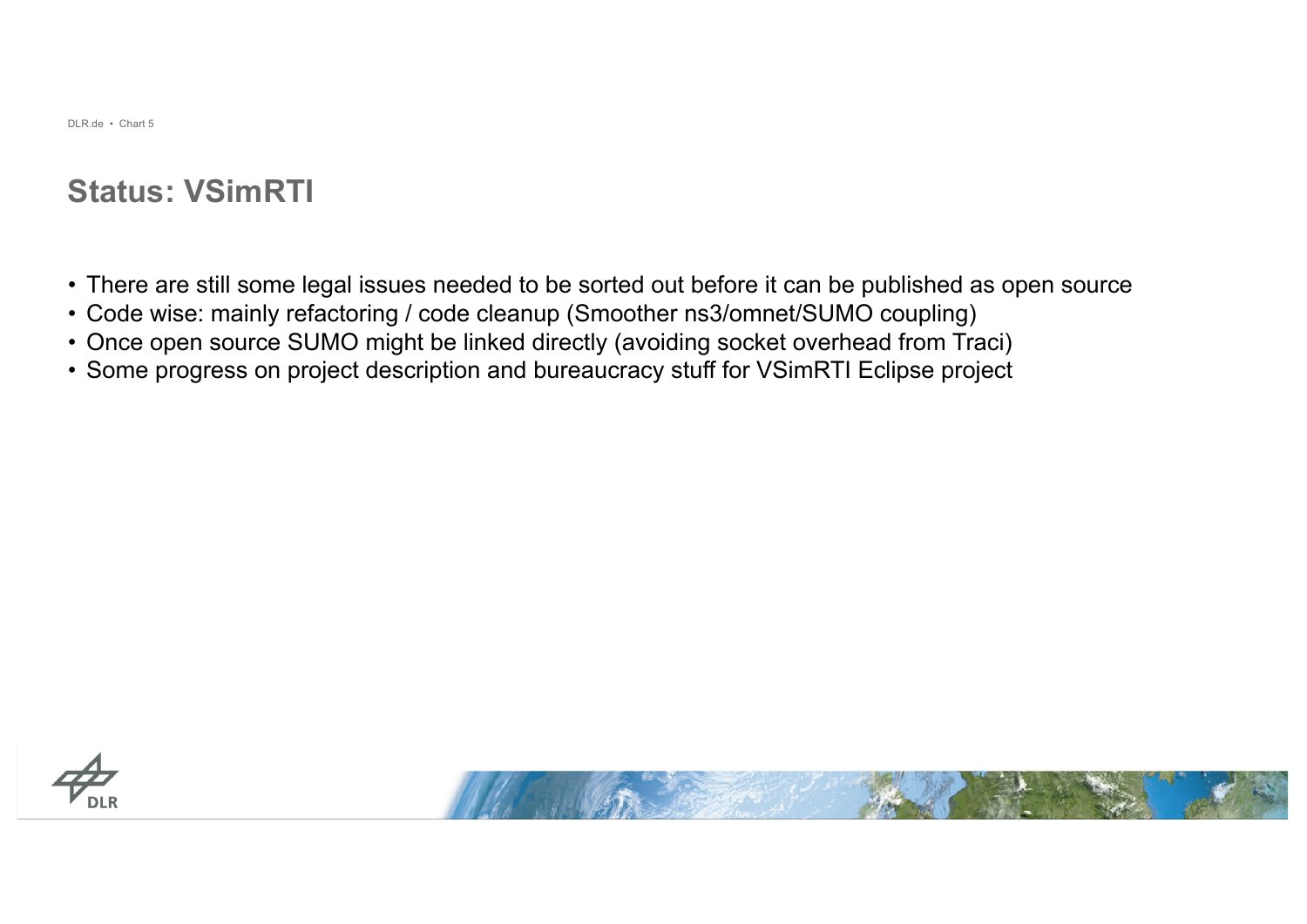## Status: VSimRTI

- There are still some legal issues needed to be sorted out before it can be published as open source
- Code wise: mainly refactoring / code cleanup (Smoother ns3/omnet/SUMO coupling)
- Once open source SUMO might be linked directly (avoiding socket overhead from Traci)
- Some progress on project description and bureaucracy stuff for VSimRTI Eclipse project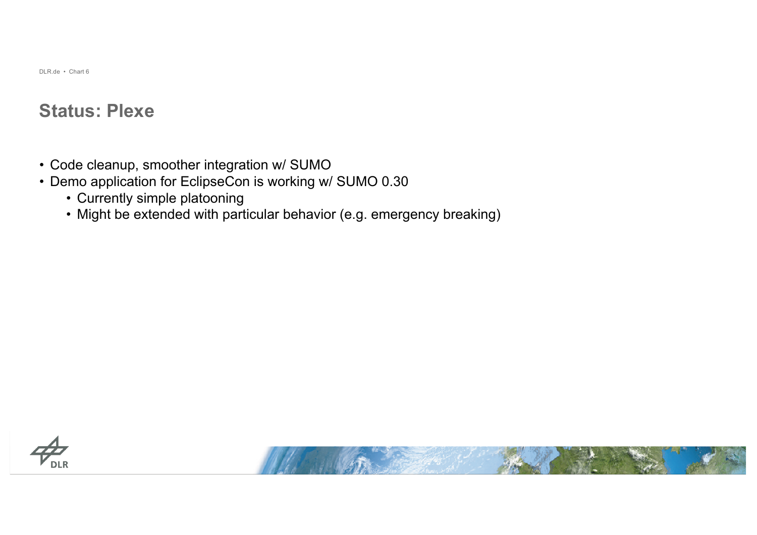# Status: Plexe

- Code cleanup, smoother integration w/ SUMO
- Demo application for EclipseCon is working w/ SUMO 0.30
  - Currently simple platooning
  - Might be extended with particular behavior (e.g. emergency breaking)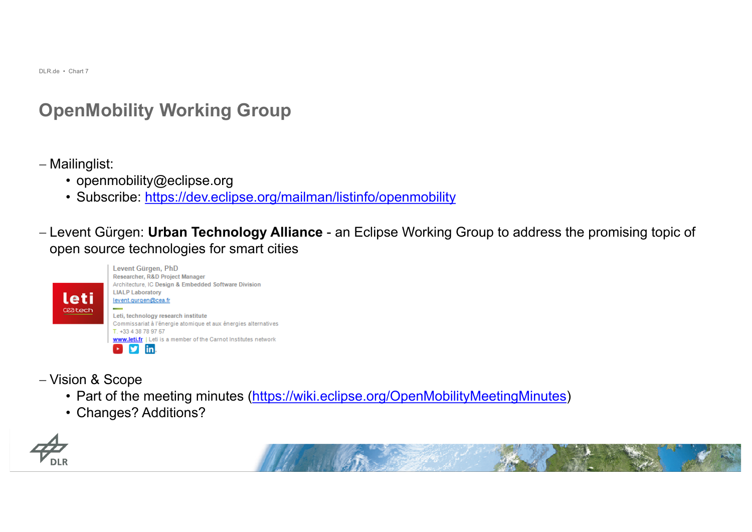# OpenMobility Working Group

- Mailinglist:
  - openmobility@eclipse.org
  - Subscribe: https://dev.eclipse.org/mailman/listinfo/openmobility

- Levent Gürgen: **Urban Technology Alliance** - an Eclipse Working Group to address the promising topic of open source technologies for smart cities

  Levent Gürgen, PhD
  Researcher, R&D Project Manager
  Architecture, IC Design & Embedded Software Division
  LIALP Laboratory
  levent.gurgen@cea.fr

  Leti, technology research institute
  Commissariat à l'énergie atomique et aux énergies alternatives
  T. +33 4 38 78 97 57
  www.leti.fr | Leti is a member of the Carnot Institutes network

- Vision & Scope
  - Part of the meeting minutes (https://wiki.eclipse.org/OpenMobilityMeetingMinutes)
  - Changes? Additions?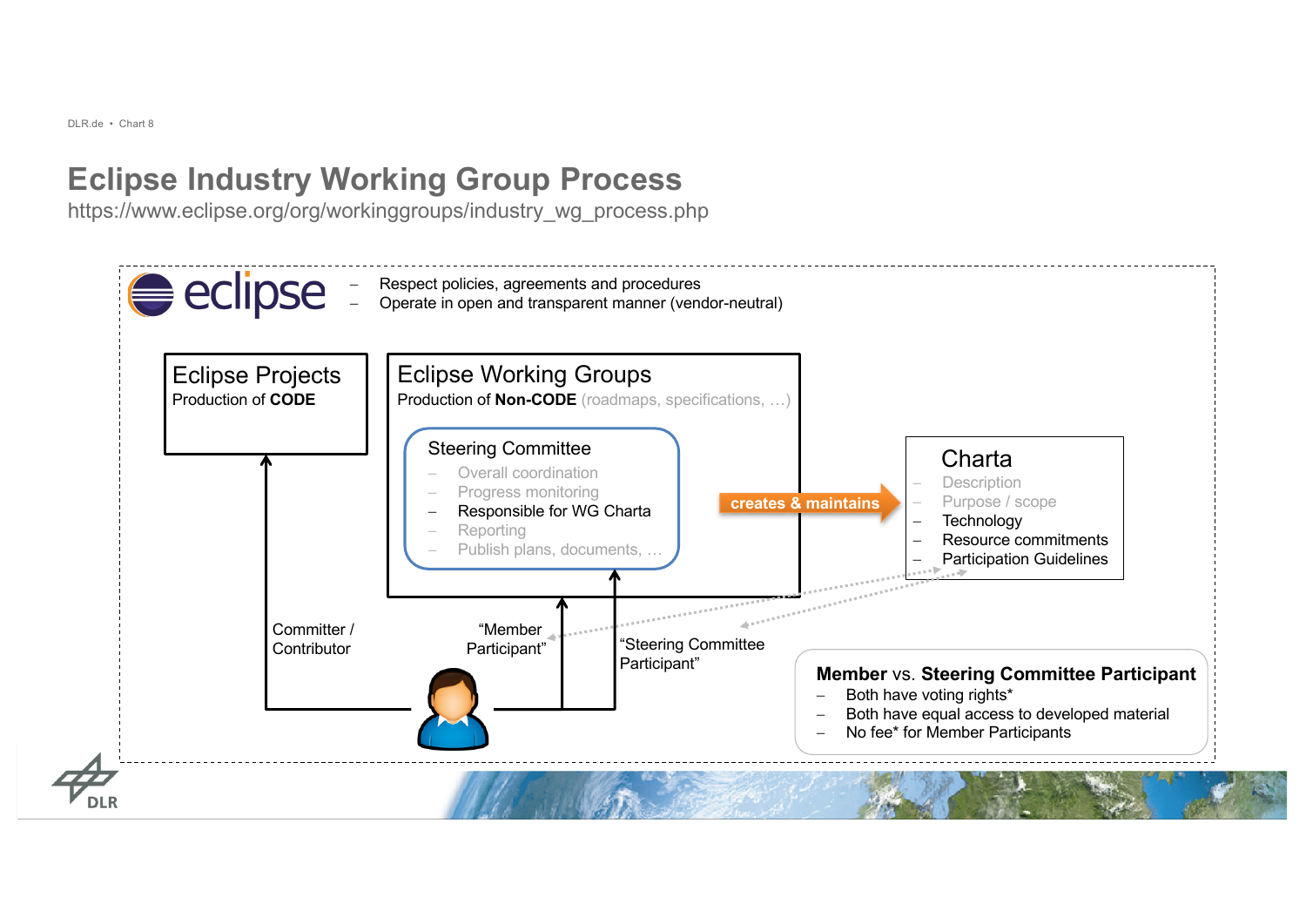# Eclipse Industry Working Group Process

https://www.eclipse.org/org/workinggroups/industry_wg_process.php

eclipse

- Respect policies, agreements and procedures
- Operate in open and transparent manner (vendor-neutral)

## Eclipse Projects

Production of **CODE**

## Eclipse Working Groups

Production of **Non-CODE** (roadmaps, specifications, …)

### Steering Committee

- Overall coordination
- Progress monitoring
- Responsible for WG Charta
- Reporting
- Publish plans, documents, …

**creates & maintains**

### Charta

- Description
- Purpose / scope
- Technology
- Resource commitments
- Participation Guidelines

Committer / Contributor

"Member Participant"

"Steering Committee Participant"

**Member** vs. **Steering Committee Participant**

- Both have voting rights*
- Both have equal access to developed material
- No fee* for Member Participants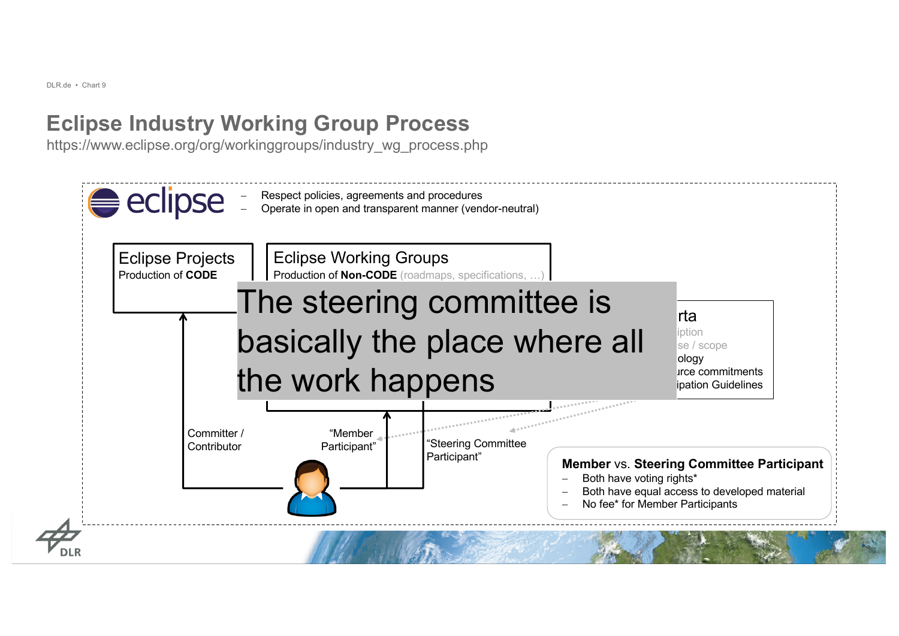# Eclipse Industry Working Group Process

https://www.eclipse.org/org/workinggroups/industry_wg_process.php

eclipse

- Respect policies, agreements and procedures
- Operate in open and transparent manner (vendor-neutral)

**Eclipse Projects**
Production of **CODE**

**Eclipse Working Groups**
Production of **Non-CODE** (roadmaps, specifications, …)

The steering committee is basically the place where all the work happens

rta
iption
se / scope
ology
urce commitments
ipation Guidelines

Committer / Contributor

"Member Participant"

"Steering Committee Participant"

**Member** vs. **Steering Committee Participant**

- Both have voting rights*
- Both have equal access to developed material
- No fee* for Member Participants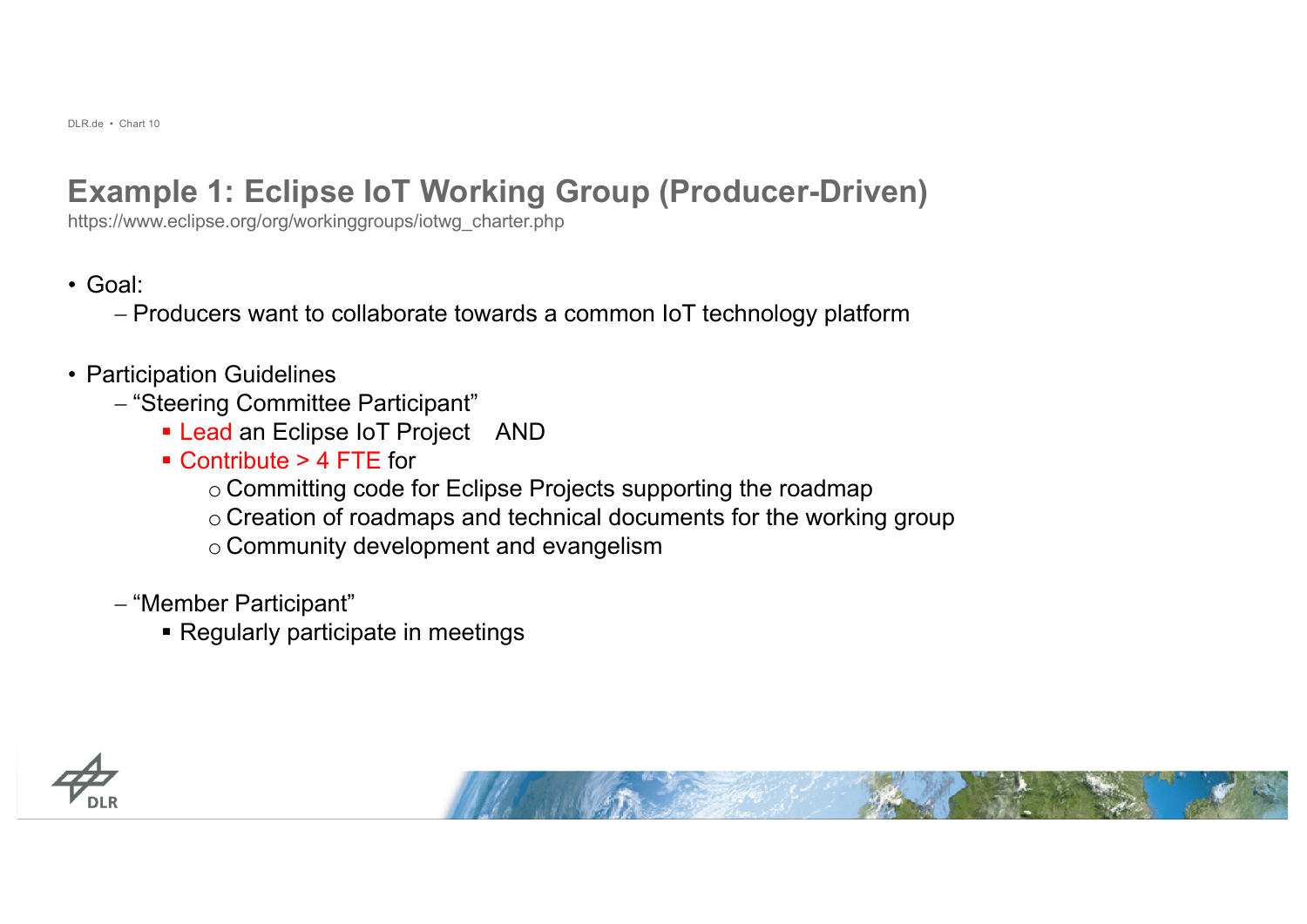# Example 1: Eclipse IoT Working Group (Producer-Driven)

https://www.eclipse.org/org/workinggroups/iotwg_charter.php

- Goal:
  - Producers want to collaborate towards a common IoT technology platform

- Participation Guidelines
  - "Steering Committee Participant"
    - Lead an Eclipse IoT Project AND
    - Contribute > 4 FTE for
      - Committing code for Eclipse Projects supporting the roadmap
      - Creation of roadmaps and technical documents for the working group
      - Community development and evangelism

  - "Member Participant"
    - Regularly participate in meetings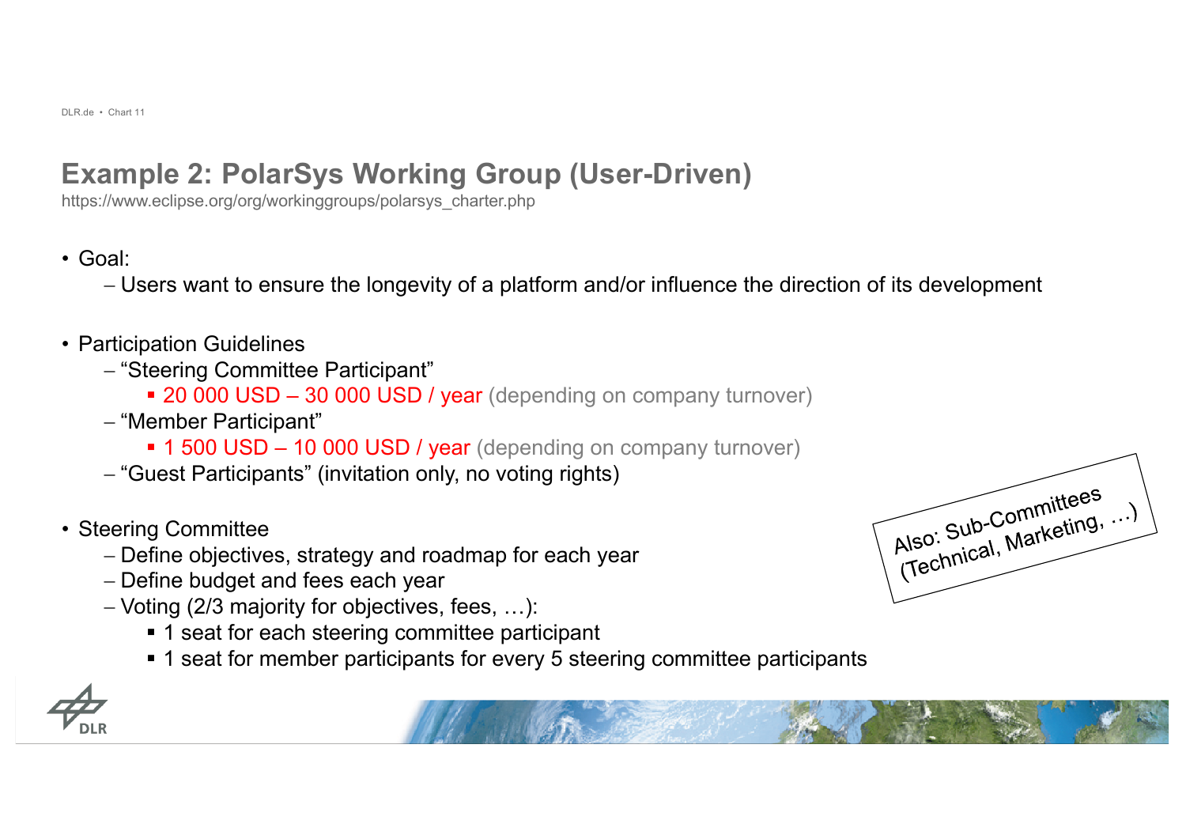# Example 2: PolarSys Working Group (User-Driven)

https://www.eclipse.org/org/workinggroups/polarsys_charter.php

- Goal:
  - Users want to ensure the longevity of a platform and/or influence the direction of its development
- Participation Guidelines
  - "Steering Committee Participant"
    - 20 000 USD – 30 000 USD / year (depending on company turnover)
  - "Member Participant"
    - 1 500 USD – 10 000 USD / year (depending on company turnover)
  - "Guest Participants" (invitation only, no voting rights)
- Steering Committee
  - Define objectives, strategy and roadmap for each year
  - Define budget and fees each year
  - Voting (2/3 majority for objectives, fees, …):
    - 1 seat for each steering committee participant
    - 1 seat for member participants for every 5 steering committee participants

Also: Sub-Committees (Technical, Marketing, …)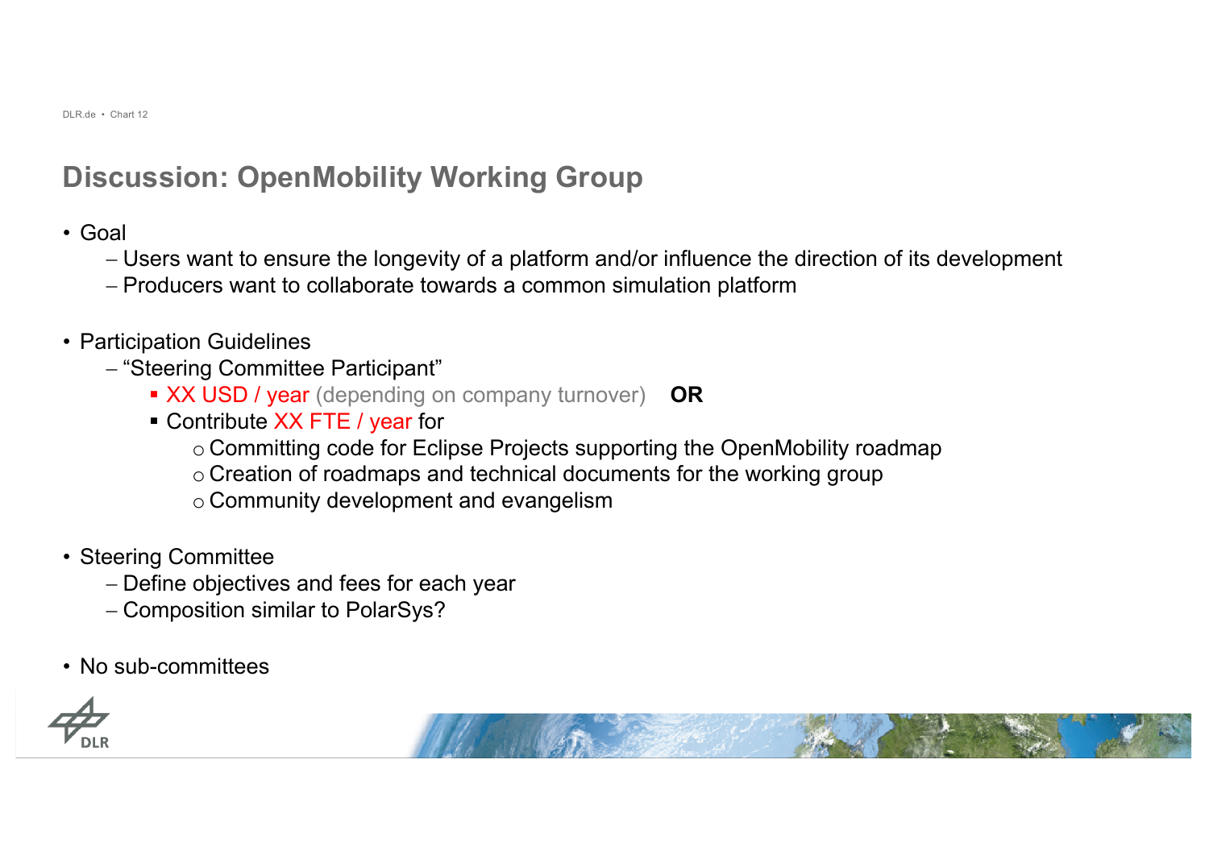## Discussion: OpenMobility Working Group

- Goal
  - Users want to ensure the longevity of a platform and/or influence the direction of its development
  - Producers want to collaborate towards a common simulation platform
- Participation Guidelines
  - "Steering Committee Participant"
    - XX USD / year (depending on company turnover) **OR**
    - Contribute XX FTE / year for
      - Committing code for Eclipse Projects supporting the OpenMobility roadmap
      - Creation of roadmaps and technical documents for the working group
      - Community development and evangelism
- Steering Committee
  - Define objectives and fees for each year
  - Composition similar to PolarSys?
- No sub-committees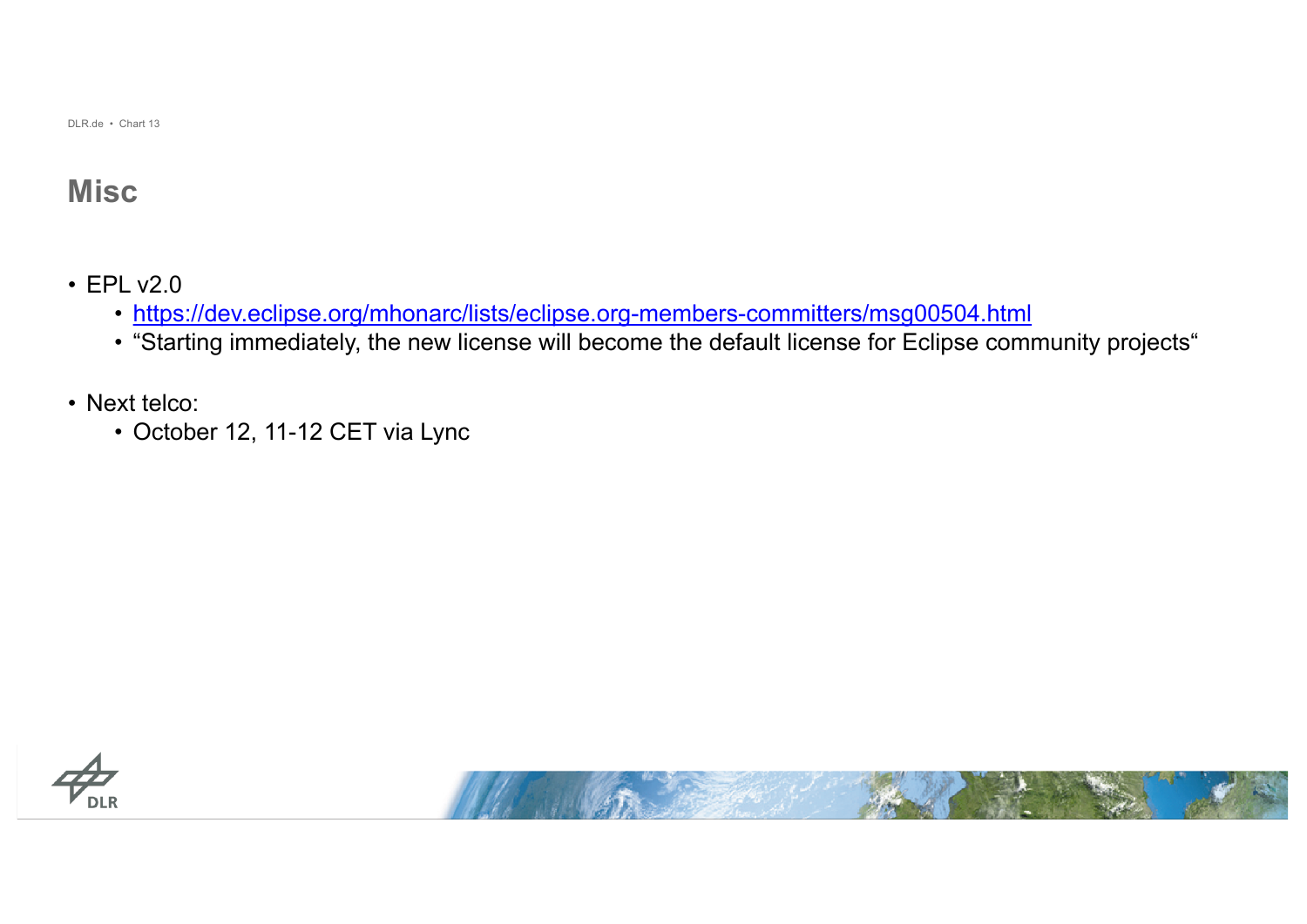# Misc

- EPL v2.0
  - https://dev.eclipse.org/mhonarc/lists/eclipse.org-members-committers/msg00504.html
  - “Starting immediately, the new license will become the default license for Eclipse community projects“
- Next telco:
  - October 12, 11-12 CET via Lync